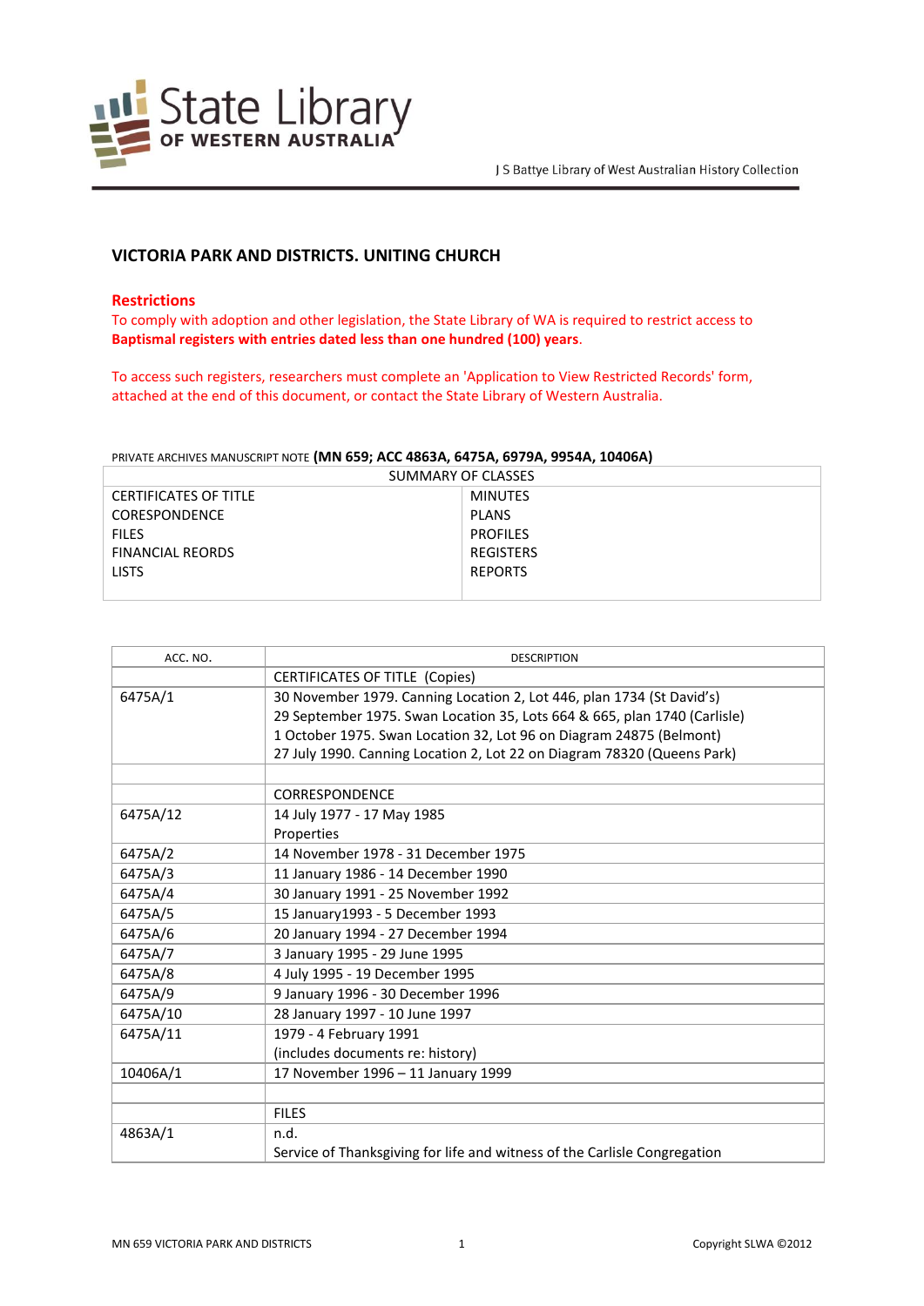J S Battye Library of West Australian History Collection

# VICTORIA PARK AND DISTRICTS. UNITING CHURCH

**Restrictions**

To comply with adoption and other legislation, the State Library of WA is required to restrict access to **Baptismal registers with entries dated less than one hundred (100) years**.

To access such registers, researchers must complete an 'Application to View Restricted Records' form, attached at the end of this document, or contact the State Library of Western Australia.

PRIVATE ARCHIVES MANUSCRIPT NOTE **(MN 659; ACC 4863A, 6475A, 6979A, 9954A, 10406A)**

| SUMMARY OF CLASSES | |
|---|---|
| CERTIFICATES OF TITLE | MINUTES |
| CORESPONDENCE | PLANS |
| FILES | PROFILES |
| FINANCIAL REORDS | REGISTERS |
| LISTS | REPORTS |

| ACC. NO. | DESCRIPTION |
|---|---|
| | CERTIFICATES OF TITLE (Copies) |
| 6475A/1 | 30 November 1979. Canning Location 2, Lot 446, plan 1734 (St David's)<br>29 September 1975. Swan Location 35, Lots 664 & 665, plan 1740 (Carlisle)<br>1 October 1975. Swan Location 32, Lot 96 on Diagram 24875 (Belmont)<br>27 July 1990. Canning Location 2, Lot 22 on Diagram 78320 (Queens Park) |
| | |
| | CORRESPONDENCE |
| 6475A/12 | 14 July 1977 - 17 May 1985<br>Properties |
| 6475A/2 | 14 November 1978 - 31 December 1975 |
| 6475A/3 | 11 January 1986 - 14 December 1990 |
| 6475A/4 | 30 January 1991 - 25 November 1992 |
| 6475A/5 | 15 January1993 - 5 December 1993 |
| 6475A/6 | 20 January 1994 - 27 December 1994 |
| 6475A/7 | 3 January 1995 - 29 June 1995 |
| 6475A/8 | 4 July 1995 - 19 December 1995 |
| 6475A/9 | 9 January 1996 - 30 December 1996 |
| 6475A/10 | 28 January 1997 - 10 June 1997 |
| 6475A/11 | 1979 - 4 February 1991<br>(includes documents re: history) |
| 10406A/1 | 17 November 1996 – 11 January 1999 |
| | |
| | FILES |
| 4863A/1 | n.d.<br>Service of Thanksgiving for life and witness of the Carlisle Congregation |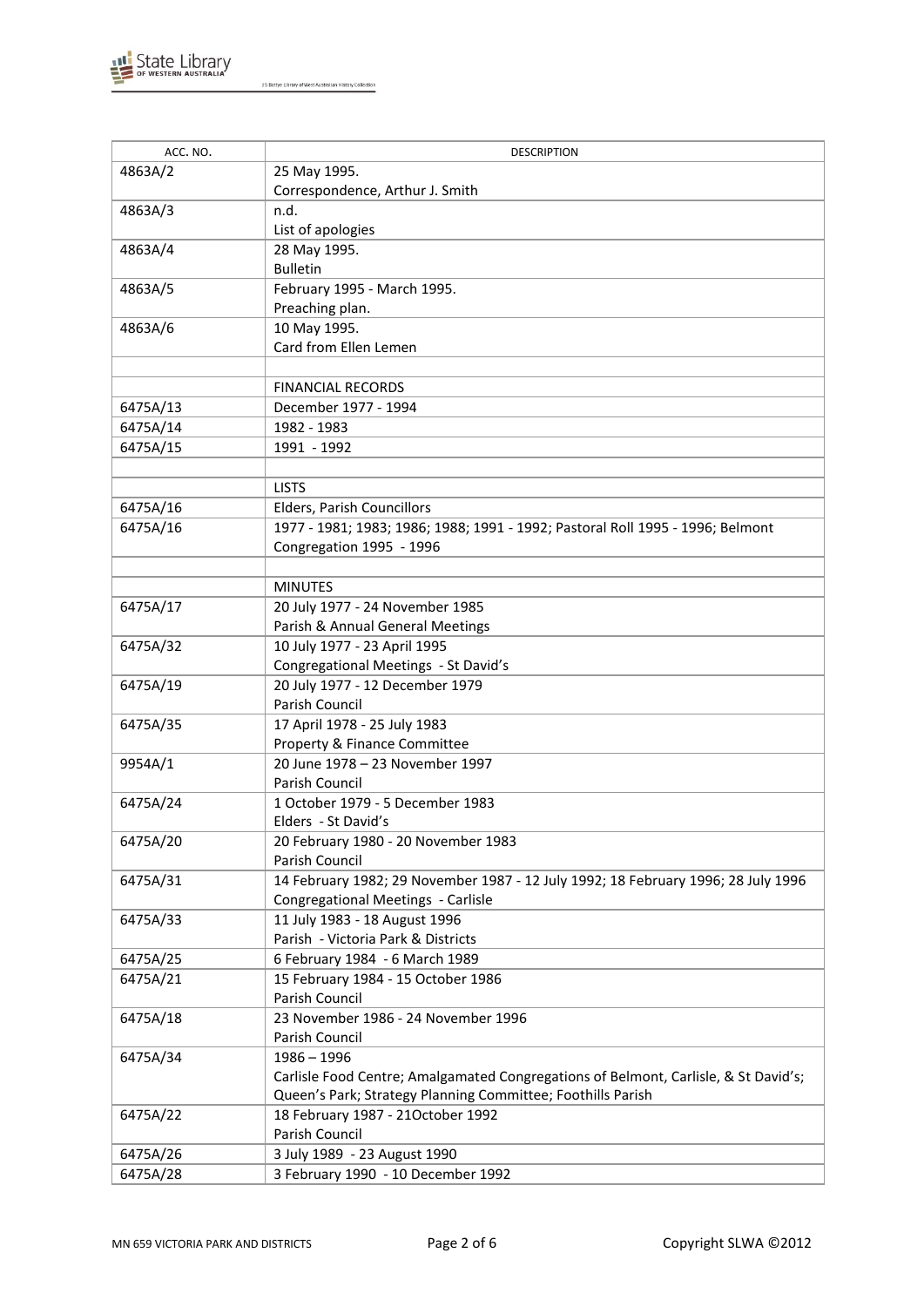| ACC. NO. | DESCRIPTION |
|---|---|
| 4863A/2 | 25 May 1995.<br>Correspondence, Arthur J. Smith |
| 4863A/3 | n.d.<br>List of apologies |
| 4863A/4 | 28 May 1995.<br>Bulletin |
| 4863A/5 | February 1995 - March 1995.<br>Preaching plan. |
| 4863A/6 | 10 May 1995.<br>Card from Ellen Lemen |
| | |
| | FINANCIAL RECORDS |
| 6475A/13 | December 1977 - 1994 |
| 6475A/14 | 1982 - 1983 |
| 6475A/15 | 1991 - 1992 |
| | |
| | LISTS |
| 6475A/16 | Elders, Parish Councillors |
| 6475A/16 | 1977 - 1981; 1983; 1986; 1988; 1991 - 1992; Pastoral Roll 1995 - 1996; Belmont Congregation 1995 - 1996 |
| | |
| | MINUTES |
| 6475A/17 | 20 July 1977 - 24 November 1985<br>Parish & Annual General Meetings |
| 6475A/32 | 10 July 1977 - 23 April 1995<br>Congregational Meetings - St David's |
| 6475A/19 | 20 July 1977 - 12 December 1979<br>Parish Council |
| 6475A/35 | 17 April 1978 - 25 July 1983<br>Property & Finance Committee |
| 9954A/1 | 20 June 1978 – 23 November 1997<br>Parish Council |
| 6475A/24 | 1 October 1979 - 5 December 1983<br>Elders - St David's |
| 6475A/20 | 20 February 1980 - 20 November 1983<br>Parish Council |
| 6475A/31 | 14 February 1982; 29 November 1987 - 12 July 1992; 18 February 1996; 28 July 1996<br>Congregational Meetings - Carlisle |
| 6475A/33 | 11 July 1983 - 18 August 1996<br>Parish - Victoria Park & Districts |
| 6475A/25 | 6 February 1984 - 6 March 1989 |
| 6475A/21 | 15 February 1984 - 15 October 1986<br>Parish Council |
| 6475A/18 | 23 November 1986 - 24 November 1996<br>Parish Council |
| 6475A/34 | 1986 – 1996<br>Carlisle Food Centre; Amalgamated Congregations of Belmont, Carlisle, & St David's; Queen's Park; Strategy Planning Committee; Foothills Parish |
| 6475A/22 | 18 February 1987 - 21October 1992<br>Parish Council |
| 6475A/26 | 3 July 1989 - 23 August 1990 |
| 6475A/28 | 3 February 1990 - 10 December 1992 |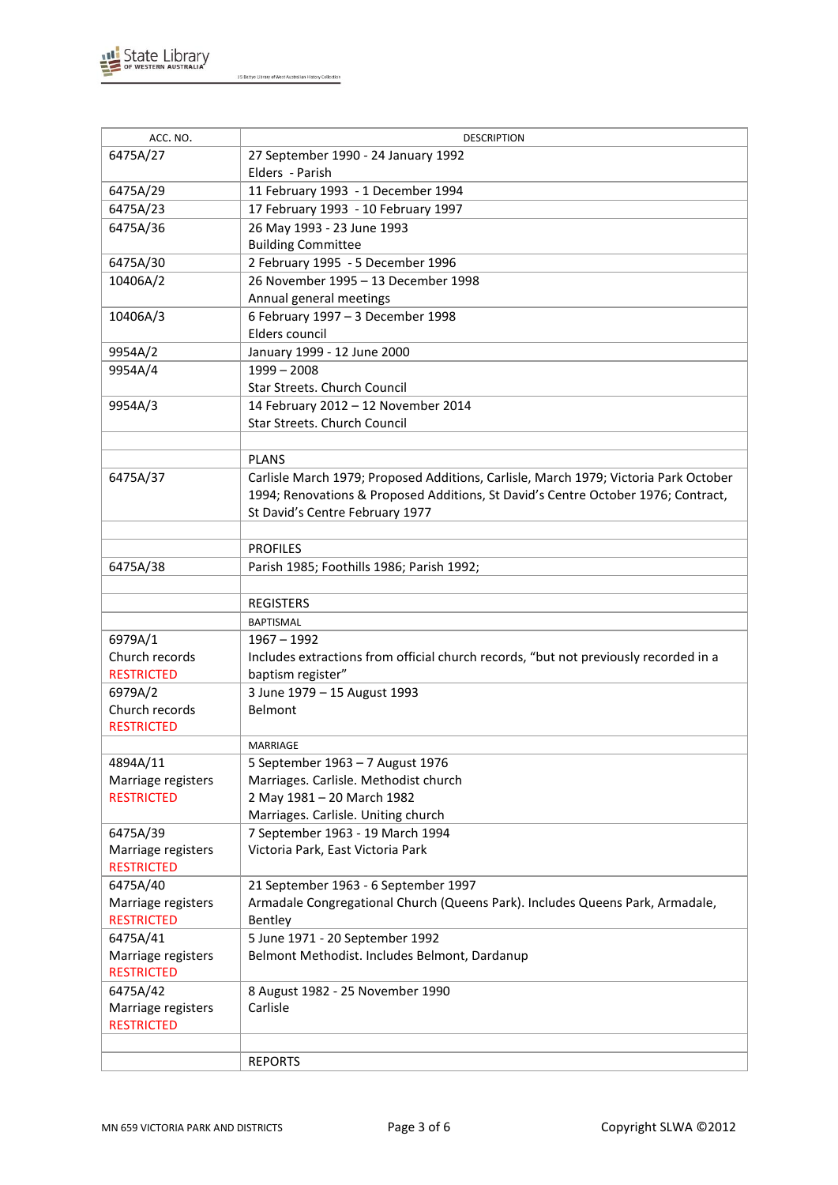| ACC. NO. | DESCRIPTION |
|---|---|
| 6475A/27 | 27 September 1990 - 24 January 1992<br>Elders - Parish |
| 6475A/29 | 11 February 1993 - 1 December 1994 |
| 6475A/23 | 17 February 1993 - 10 February 1997 |
| 6475A/36 | 26 May 1993 - 23 June 1993<br>Building Committee |
| 6475A/30 | 2 February 1995 - 5 December 1996 |
| 10406A/2 | 26 November 1995 – 13 December 1998<br>Annual general meetings |
| 10406A/3 | 6 February 1997 – 3 December 1998<br>Elders council |
| 9954A/2 | January 1999 - 12 June 2000 |
| 9954A/4 | 1999 – 2008<br>Star Streets. Church Council |
| 9954A/3 | 14 February 2012 – 12 November 2014<br>Star Streets. Church Council |
| | |
| | PLANS |
| 6475A/37 | Carlisle March 1979; Proposed Additions, Carlisle, March 1979; Victoria Park October 1994; Renovations & Proposed Additions, St David's Centre October 1976; Contract, St David's Centre February 1977 |
| | |
| | PROFILES |
| 6475A/38 | Parish 1985; Foothills 1986; Parish 1992; |
| | |
| | REGISTERS |
| | BAPTISMAL |
| 6979A/1<br>Church records<br>RESTRICTED | 1967 – 1992<br>Includes extractions from official church records, "but not previously recorded in a baptism register" |
| 6979A/2<br>Church records<br>RESTRICTED | 3 June 1979 – 15 August 1993<br>Belmont |
| | MARRIAGE |
| 4894A/11<br>Marriage registers<br>RESTRICTED | 5 September 1963 – 7 August 1976<br>Marriages. Carlisle. Methodist church<br>2 May 1981 – 20 March 1982<br>Marriages. Carlisle. Uniting church |
| 6475A/39<br>Marriage registers<br>RESTRICTED | 7 September 1963 - 19 March 1994<br>Victoria Park, East Victoria Park |
| 6475A/40<br>Marriage registers<br>RESTRICTED | 21 September 1963 - 6 September 1997<br>Armadale Congregational Church (Queens Park). Includes Queens Park, Armadale, Bentley |
| 6475A/41<br>Marriage registers<br>RESTRICTED | 5 June 1971 - 20 September 1992<br>Belmont Methodist. Includes Belmont, Dardanup |
| 6475A/42<br>Marriage registers<br>RESTRICTED | 8 August 1982 - 25 November 1990<br>Carlisle |
| | |
| | REPORTS |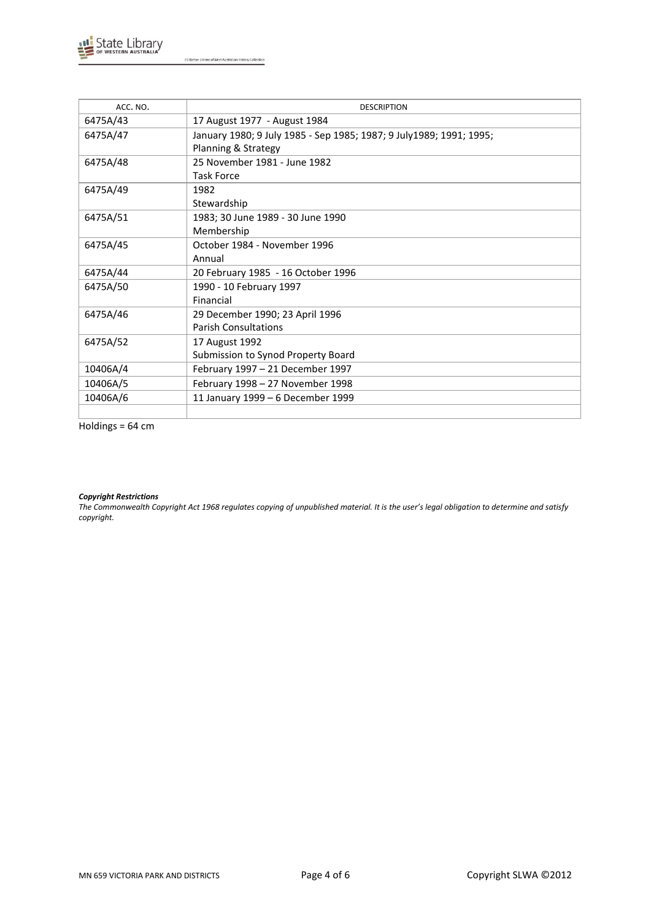| ACC. NO. | DESCRIPTION |
|---|---|
| 6475A/43 | 17 August 1977 - August 1984 |
| 6475A/47 | January 1980; 9 July 1985 - Sep 1985; 1987; 9 July1989; 1991; 1995; Planning & Strategy |
| 6475A/48 | 25 November 1981 - June 1982 Task Force |
| 6475A/49 | 1982 Stewardship |
| 6475A/51 | 1983; 30 June 1989 - 30 June 1990 Membership |
| 6475A/45 | October 1984 - November 1996 Annual |
| 6475A/44 | 20 February 1985 - 16 October 1996 |
| 6475A/50 | 1990 - 10 February 1997 Financial |
| 6475A/46 | 29 December 1990; 23 April 1996 Parish Consultations |
| 6475A/52 | 17 August 1992 Submission to Synod Property Board |
| 10406A/4 | February 1997 – 21 December 1997 |
| 10406A/5 | February 1998 – 27 November 1998 |
| 10406A/6 | 11 January 1999 – 6 December 1999 |
| | |

Holdings = 64 cm

***Copyright Restrictions***

*The Commonwealth Copyright Act 1968 regulates copying of unpublished material. It is the user's legal obligation to determine and satisfy copyright.*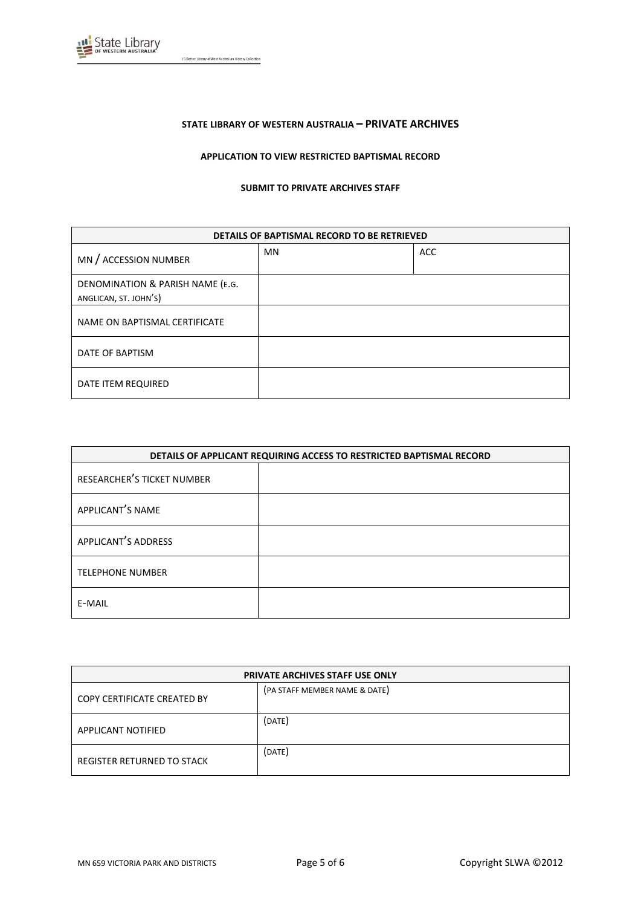**STATE LIBRARY OF WESTERN AUSTRALIA – PRIVATE ARCHIVES**

**APPLICATION TO VIEW RESTRICTED BAPTISMAL RECORD**

**SUBMIT TO PRIVATE ARCHIVES STAFF**

| DETAILS OF BAPTISMAL RECORD TO BE RETRIEVED | | |
|---|---|---|
| MN / ACCESSION NUMBER | MN | ACC |
| DENOMINATION & PARISH NAME (E.G. ANGLICAN, ST. JOHN'S) | | |
| NAME ON BAPTISMAL CERTIFICATE | | |
| DATE OF BAPTISM | | |
| DATE ITEM REQUIRED | | |

| DETAILS OF APPLICANT REQUIRING ACCESS TO RESTRICTED BAPTISMAL RECORD | |
|---|---|
| RESEARCHER'S TICKET NUMBER | |
| APPLICANT'S NAME | |
| APPLICANT'S ADDRESS | |
| TELEPHONE NUMBER | |
| E-MAIL | |

| PRIVATE ARCHIVES STAFF USE ONLY | |
|---|---|
| COPY CERTIFICATE CREATED BY | (PA STAFF MEMBER NAME & DATE) |
| APPLICANT NOTIFIED | (DATE) |
| REGISTER RETURNED TO STACK | (DATE) |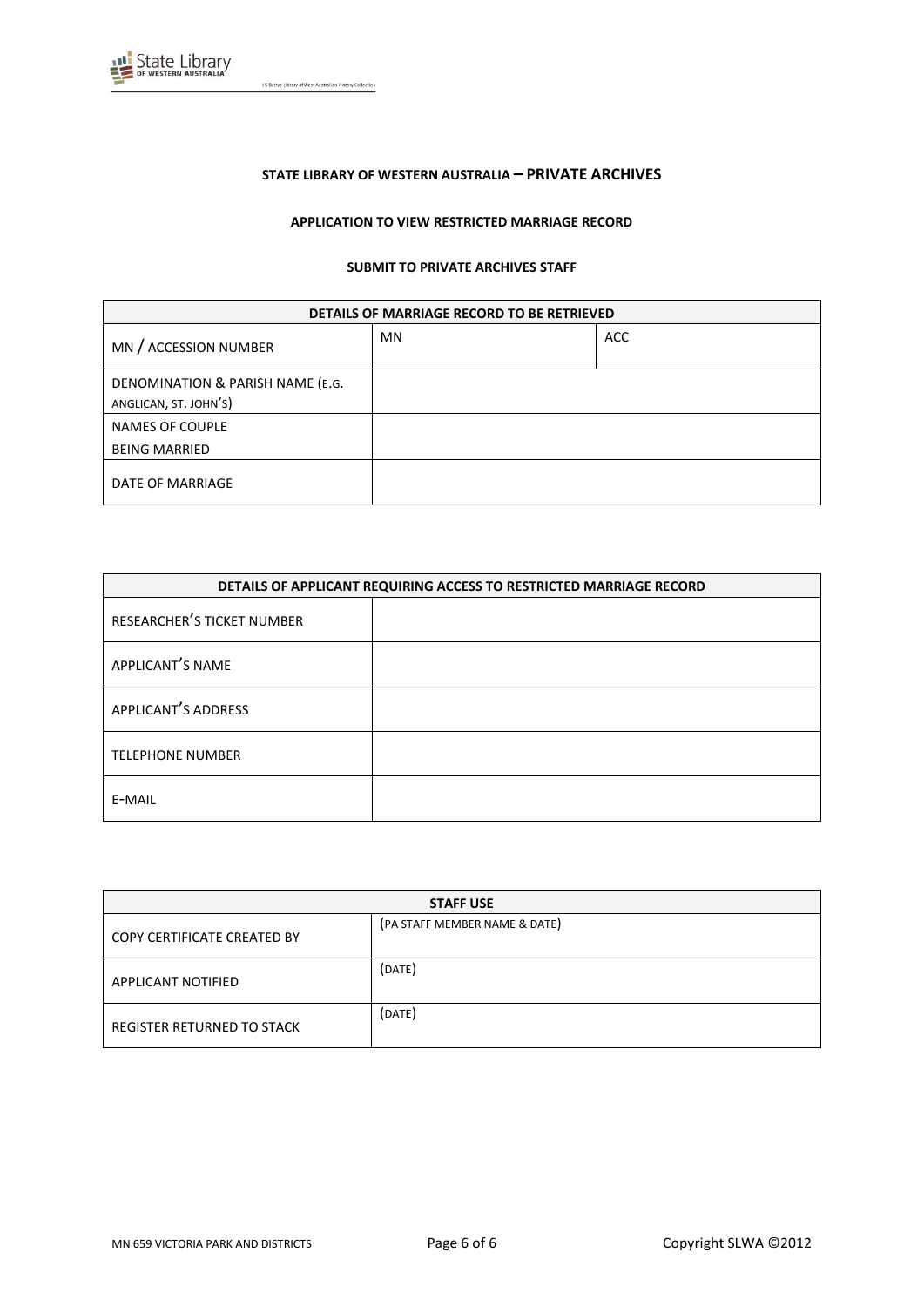**STATE LIBRARY OF WESTERN AUSTRALIA – PRIVATE ARCHIVES**

**APPLICATION TO VIEW RESTRICTED MARRIAGE RECORD**

**SUBMIT TO PRIVATE ARCHIVES STAFF**

| DETAILS OF MARRIAGE RECORD TO BE RETRIEVED | | |
|---|---|---|
| MN / ACCESSION NUMBER | MN | ACC |
| DENOMINATION & PARISH NAME (E.G. ANGLICAN, ST. JOHN'S) | | |
| NAMES OF COUPLE BEING MARRIED | | |
| DATE OF MARRIAGE | | |

| DETAILS OF APPLICANT REQUIRING ACCESS TO RESTRICTED MARRIAGE RECORD | |
|---|---|
| RESEARCHER'S TICKET NUMBER | |
| APPLICANT'S NAME | |
| APPLICANT'S ADDRESS | |
| TELEPHONE NUMBER | |
| E-MAIL | |

| STAFF USE | |
|---|---|
| COPY CERTIFICATE CREATED BY | (PA STAFF MEMBER NAME & DATE) |
| APPLICANT NOTIFIED | (DATE) |
| REGISTER RETURNED TO STACK | (DATE) |